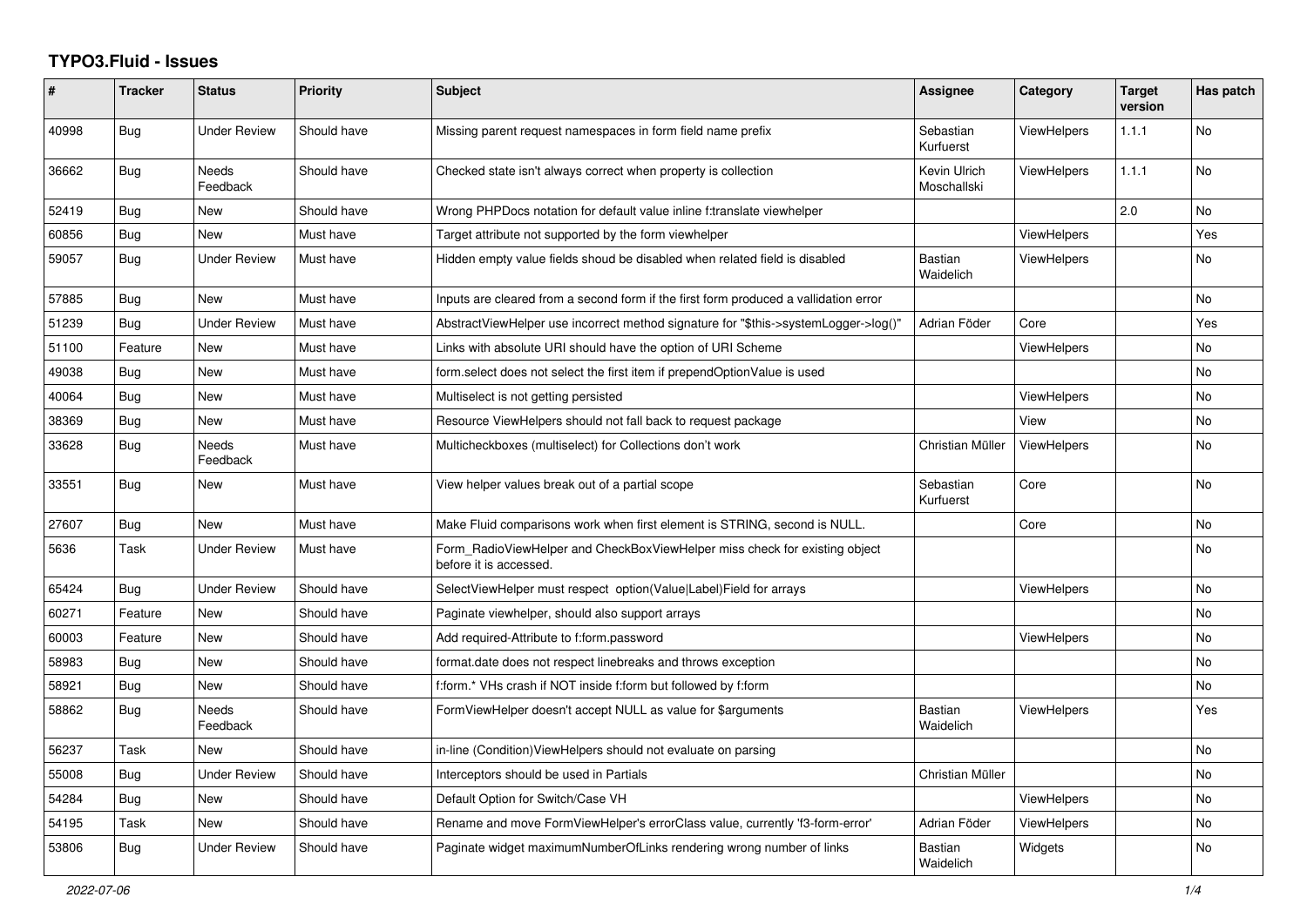# TYPO3.Fluid - Issues

| # | Tracker | Status | Priority | Subject | Assignee | Category | Target version | Has patch |
|---|---|---|---|---|---|---|---|---|
| 40998 | Bug | Under Review | Should have | Missing parent request namespaces in form field name prefix | Sebastian Kurfuerst | ViewHelpers | 1.1.1 | No |
| 36662 | Bug | Needs Feedback | Should have | Checked state isn't always correct when property is collection | Kevin Ulrich Moschallski | ViewHelpers | 1.1.1 | No |
| 52419 | Bug | New | Should have | Wrong PHPDocs notation for default value inline f:translate viewhelper | | | 2.0 | No |
| 60856 | Bug | New | Must have | Target attribute not supported by the form viewhelper | | ViewHelpers | | Yes |
| 59057 | Bug | Under Review | Must have | Hidden empty value fields shoud be disabled when related field is disabled | Bastian Waidelich | ViewHelpers | | No |
| 57885 | Bug | New | Must have | Inputs are cleared from a second form if the first form produced a vallidation error | | | | No |
| 51239 | Bug | Under Review | Must have | AbstractViewHelper use incorrect method signature for "$this->systemLogger->log()" | Adrian Föder | Core | | Yes |
| 51100 | Feature | New | Must have | Links with absolute URI should have the option of URI Scheme | | ViewHelpers | | No |
| 49038 | Bug | New | Must have | form.select does not select the first item if prependOptionValue is used | | | | No |
| 40064 | Bug | New | Must have | Multiselect is not getting persisted | | ViewHelpers | | No |
| 38369 | Bug | New | Must have | Resource ViewHelpers should not fall back to request package | | View | | No |
| 33628 | Bug | Needs Feedback | Must have | Multicheckboxes (multiselect) for Collections don't work | Christian Müller | ViewHelpers | | No |
| 33551 | Bug | New | Must have | View helper values break out of a partial scope | Sebastian Kurfuerst | Core | | No |
| 27607 | Bug | New | Must have | Make Fluid comparisons work when first element is STRING, second is NULL. | | Core | | No |
| 5636 | Task | Under Review | Must have | Form_RadioViewHelper and CheckBoxViewHelper miss check for existing object before it is accessed. | | | | No |
| 65424 | Bug | Under Review | Should have | SelectViewHelper must respect option(Value\|Label)Field for arrays | | ViewHelpers | | No |
| 60271 | Feature | New | Should have | Paginate viewhelper, should also support arrays | | | | No |
| 60003 | Feature | New | Should have | Add required-Attribute to f:form.password | | ViewHelpers | | No |
| 58983 | Bug | New | Should have | format.date does not respect linebreaks and throws exception | | | | No |
| 58921 | Bug | New | Should have | f:form.* VHs crash if NOT inside f:form but followed by f:form | | | | No |
| 58862 | Bug | Needs Feedback | Should have | FormViewHelper doesn't accept NULL as value for $arguments | Bastian Waidelich | ViewHelpers | | Yes |
| 56237 | Task | New | Should have | in-line (Condition)ViewHelpers should not evaluate on parsing | | | | No |
| 55008 | Bug | Under Review | Should have | Interceptors should be used in Partials | Christian Müller | | | No |
| 54284 | Bug | New | Should have | Default Option for Switch/Case VH | | ViewHelpers | | No |
| 54195 | Task | New | Should have | Rename and move FormViewHelper's errorClass value, currently 'f3-form-error' | Adrian Föder | ViewHelpers | | No |
| 53806 | Bug | Under Review | Should have | Paginate widget maximumNumberOfLinks rendering wrong number of links | Bastian Waidelich | Widgets | | No |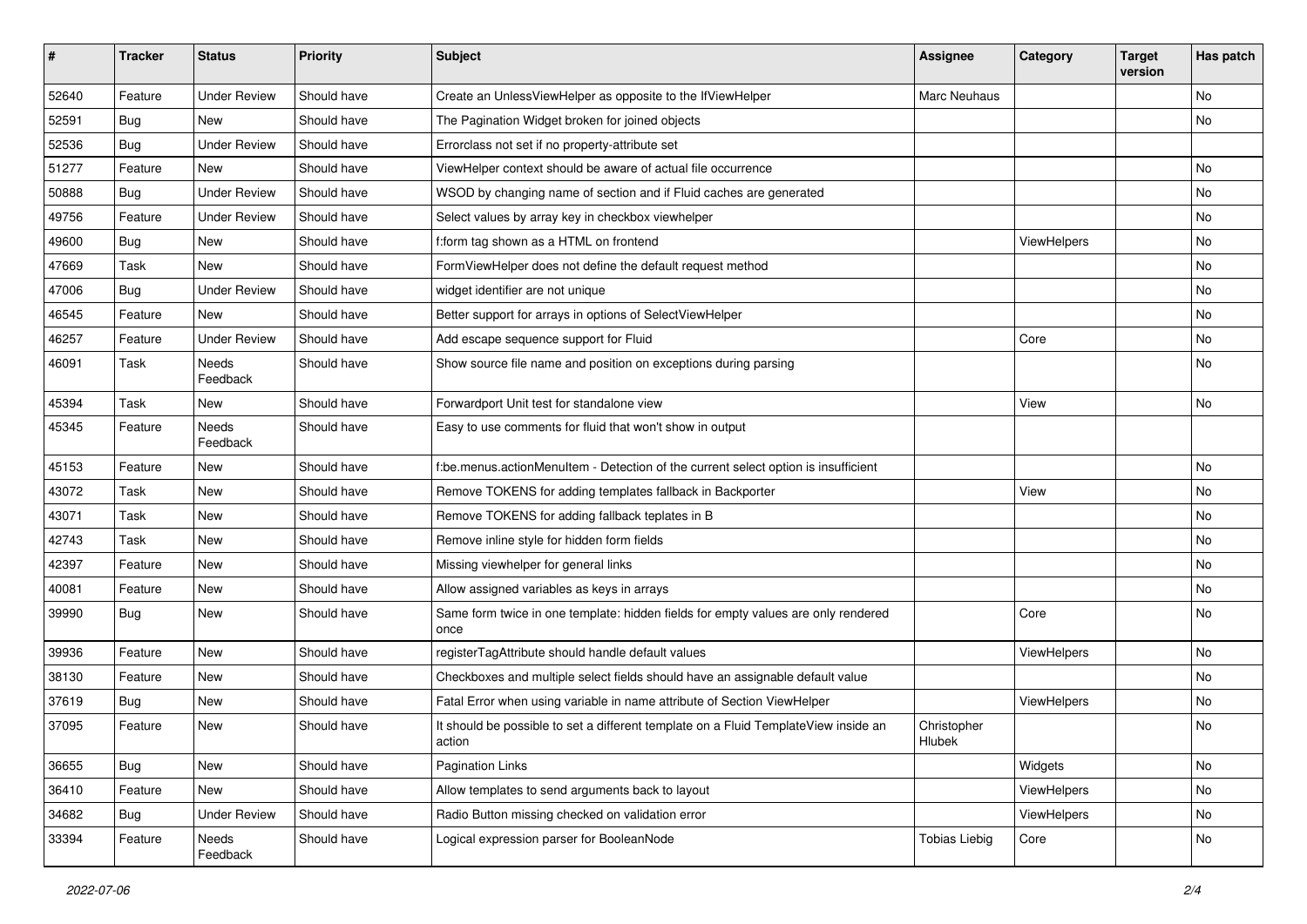| # | Tracker | Status | Priority | Subject | Assignee | Category | Target version | Has patch |
|---|---|---|---|---|---|---|---|---|
| 52640 | Feature | Under Review | Should have | Create an UnlessViewHelper as opposite to the IfViewHelper | Marc Neuhaus | | | No |
| 52591 | Bug | New | Should have | The Pagination Widget broken for joined objects | | | | No |
| 52536 | Bug | Under Review | Should have | Errorclass not set if no property-attribute set | | | | |
| 51277 | Feature | New | Should have | ViewHelper context should be aware of actual file occurrence | | | | No |
| 50888 | Bug | Under Review | Should have | WSOD by changing name of section and if Fluid caches are generated | | | | No |
| 49756 | Feature | Under Review | Should have | Select values by array key in checkbox viewhelper | | | | No |
| 49600 | Bug | New | Should have | f:form tag shown as a HTML on frontend | | ViewHelpers | | No |
| 47669 | Task | New | Should have | FormViewHelper does not define the default request method | | | | No |
| 47006 | Bug | Under Review | Should have | widget identifier are not unique | | | | No |
| 46545 | Feature | New | Should have | Better support for arrays in options of SelectViewHelper | | | | No |
| 46257 | Feature | Under Review | Should have | Add escape sequence support for Fluid | | Core | | No |
| 46091 | Task | Needs Feedback | Should have | Show source file name and position on exceptions during parsing | | | | No |
| 45394 | Task | New | Should have | Forwardport Unit test for standalone view | | View | | No |
| 45345 | Feature | Needs Feedback | Should have | Easy to use comments for fluid that won't show in output | | | | |
| 45153 | Feature | New | Should have | f:be.menus.actionMenuItem - Detection of the current select option is insufficient | | | | No |
| 43072 | Task | New | Should have | Remove TOKENS for adding templates fallback in Backporter | | View | | No |
| 43071 | Task | New | Should have | Remove TOKENS for adding fallback teplates in B | | | | No |
| 42743 | Task | New | Should have | Remove inline style for hidden form fields | | | | No |
| 42397 | Feature | New | Should have | Missing viewhelper for general links | | | | No |
| 40081 | Feature | New | Should have | Allow assigned variables as keys in arrays | | | | No |
| 39990 | Bug | New | Should have | Same form twice in one template: hidden fields for empty values are only rendered once | | Core | | No |
| 39936 | Feature | New | Should have | registerTagAttribute should handle default values | | ViewHelpers | | No |
| 38130 | Feature | New | Should have | Checkboxes and multiple select fields should have an assignable default value | | | | No |
| 37619 | Bug | New | Should have | Fatal Error when using variable in name attribute of Section ViewHelper | | ViewHelpers | | No |
| 37095 | Feature | New | Should have | It should be possible to set a different template on a Fluid TemplateView inside an action | Christopher Hlubek | | | No |
| 36655 | Bug | New | Should have | Pagination Links | | Widgets | | No |
| 36410 | Feature | New | Should have | Allow templates to send arguments back to layout | | ViewHelpers | | No |
| 34682 | Bug | Under Review | Should have | Radio Button missing checked on validation error | | ViewHelpers | | No |
| 33394 | Feature | Needs Feedback | Should have | Logical expression parser for BooleanNode | Tobias Liebig | Core | | No |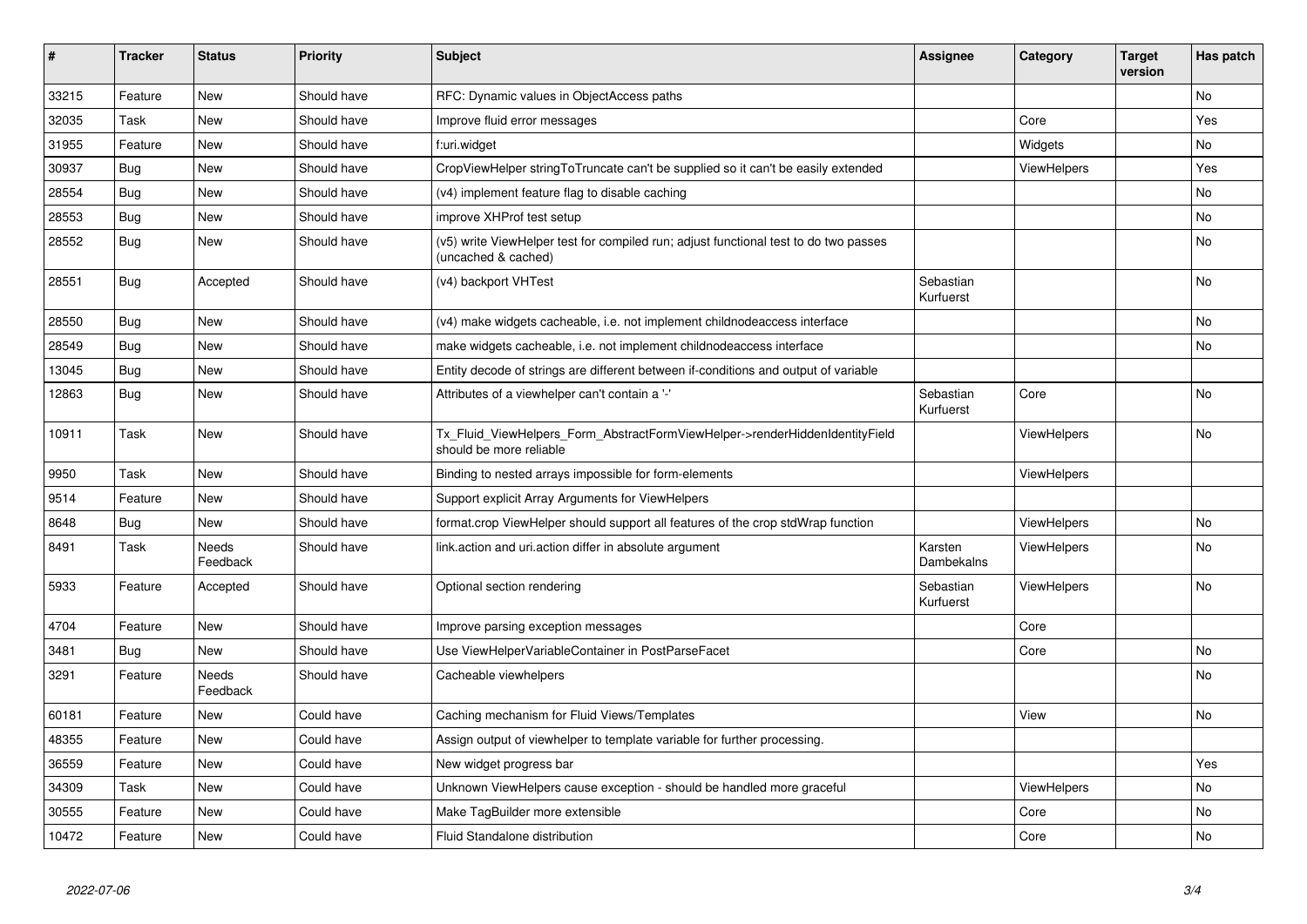| # | Tracker | Status | Priority | Subject | Assignee | Category | Target version | Has patch |
|---|---|---|---|---|---|---|---|---|
| 33215 | Feature | New | Should have | RFC: Dynamic values in ObjectAccess paths | | | | No |
| 32035 | Task | New | Should have | Improve fluid error messages | | Core | | Yes |
| 31955 | Feature | New | Should have | f:uri.widget | | Widgets | | No |
| 30937 | Bug | New | Should have | CropViewHelper stringToTruncate can't be supplied so it can't be easily extended | | ViewHelpers | | Yes |
| 28554 | Bug | New | Should have | (v4) implement feature flag to disable caching | | | | No |
| 28553 | Bug | New | Should have | improve XHProf test setup | | | | No |
| 28552 | Bug | New | Should have | (v5) write ViewHelper test for compiled run; adjust functional test to do two passes (uncached & cached) | | | | No |
| 28551 | Bug | Accepted | Should have | (v4) backport VHTest | Sebastian Kurfuerst | | | No |
| 28550 | Bug | New | Should have | (v4) make widgets cacheable, i.e. not implement childnodeaccess interface | | | | No |
| 28549 | Bug | New | Should have | make widgets cacheable, i.e. not implement childnodeaccess interface | | | | No |
| 13045 | Bug | New | Should have | Entity decode of strings are different between if-conditions and output of variable | | | | |
| 12863 | Bug | New | Should have | Attributes of a viewhelper can't contain a '-' | Sebastian Kurfuerst | Core | | No |
| 10911 | Task | New | Should have | Tx_Fluid_ViewHelpers_Form_AbstractFormViewHelper->renderHiddenIdentityField should be more reliable | | ViewHelpers | | No |
| 9950 | Task | New | Should have | Binding to nested arrays impossible for form-elements | | ViewHelpers | | |
| 9514 | Feature | New | Should have | Support explicit Array Arguments for ViewHelpers | | | | |
| 8648 | Bug | New | Should have | format.crop ViewHelper should support all features of the crop stdWrap function | | ViewHelpers | | No |
| 8491 | Task | Needs Feedback | Should have | link.action and uri.action differ in absolute argument | Karsten Dambekalns | ViewHelpers | | No |
| 5933 | Feature | Accepted | Should have | Optional section rendering | Sebastian Kurfuerst | ViewHelpers | | No |
| 4704 | Feature | New | Should have | Improve parsing exception messages | | Core | | |
| 3481 | Bug | New | Should have | Use ViewHelperVariableContainer in PostParseFacet | | Core | | No |
| 3291 | Feature | Needs Feedback | Should have | Cacheable viewhelpers | | | | No |
| 60181 | Feature | New | Could have | Caching mechanism for Fluid Views/Templates | | View | | No |
| 48355 | Feature | New | Could have | Assign output of viewhelper to template variable for further processing. | | | | |
| 36559 | Feature | New | Could have | New widget progress bar | | | | Yes |
| 34309 | Task | New | Could have | Unknown ViewHelpers cause exception - should be handled more graceful | | ViewHelpers | | No |
| 30555 | Feature | New | Could have | Make TagBuilder more extensible | | Core | | No |
| 10472 | Feature | New | Could have | Fluid Standalone distribution | | Core | | No |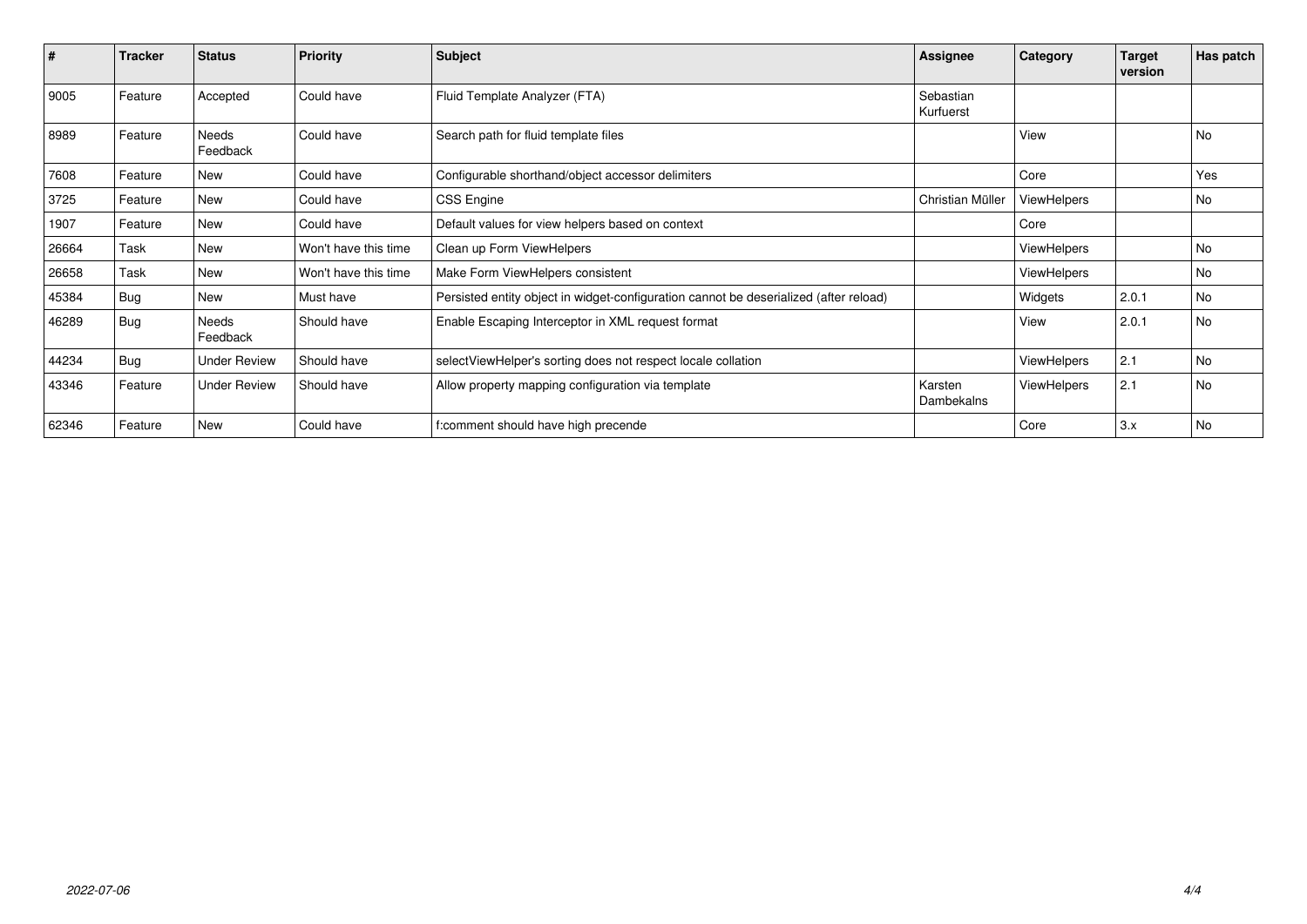| # | Tracker | Status | Priority | Subject | Assignee | Category | Target version | Has patch |
|---|---|---|---|---|---|---|---|---|
| 9005 | Feature | Accepted | Could have | Fluid Template Analyzer (FTA) | Sebastian Kurfuerst | | | |
| 8989 | Feature | Needs Feedback | Could have | Search path for fluid template files | | View | | No |
| 7608 | Feature | New | Could have | Configurable shorthand/object accessor delimiters | | Core | | Yes |
| 3725 | Feature | New | Could have | CSS Engine | Christian Müller | ViewHelpers | | No |
| 1907 | Feature | New | Could have | Default values for view helpers based on context | | Core | | |
| 26664 | Task | New | Won't have this time | Clean up Form ViewHelpers | | ViewHelpers | | No |
| 26658 | Task | New | Won't have this time | Make Form ViewHelpers consistent | | ViewHelpers | | No |
| 45384 | Bug | New | Must have | Persisted entity object in widget-configuration cannot be deserialized (after reload) | | Widgets | 2.0.1 | No |
| 46289 | Bug | Needs Feedback | Should have | Enable Escaping Interceptor in XML request format | | View | 2.0.1 | No |
| 44234 | Bug | Under Review | Should have | selectViewHelper's sorting does not respect locale collation | | ViewHelpers | 2.1 | No |
| 43346 | Feature | Under Review | Should have | Allow property mapping configuration via template | Karsten Dambekalns | ViewHelpers | 2.1 | No |
| 62346 | Feature | New | Could have | f:comment should have high precende | | Core | 3.x | No |